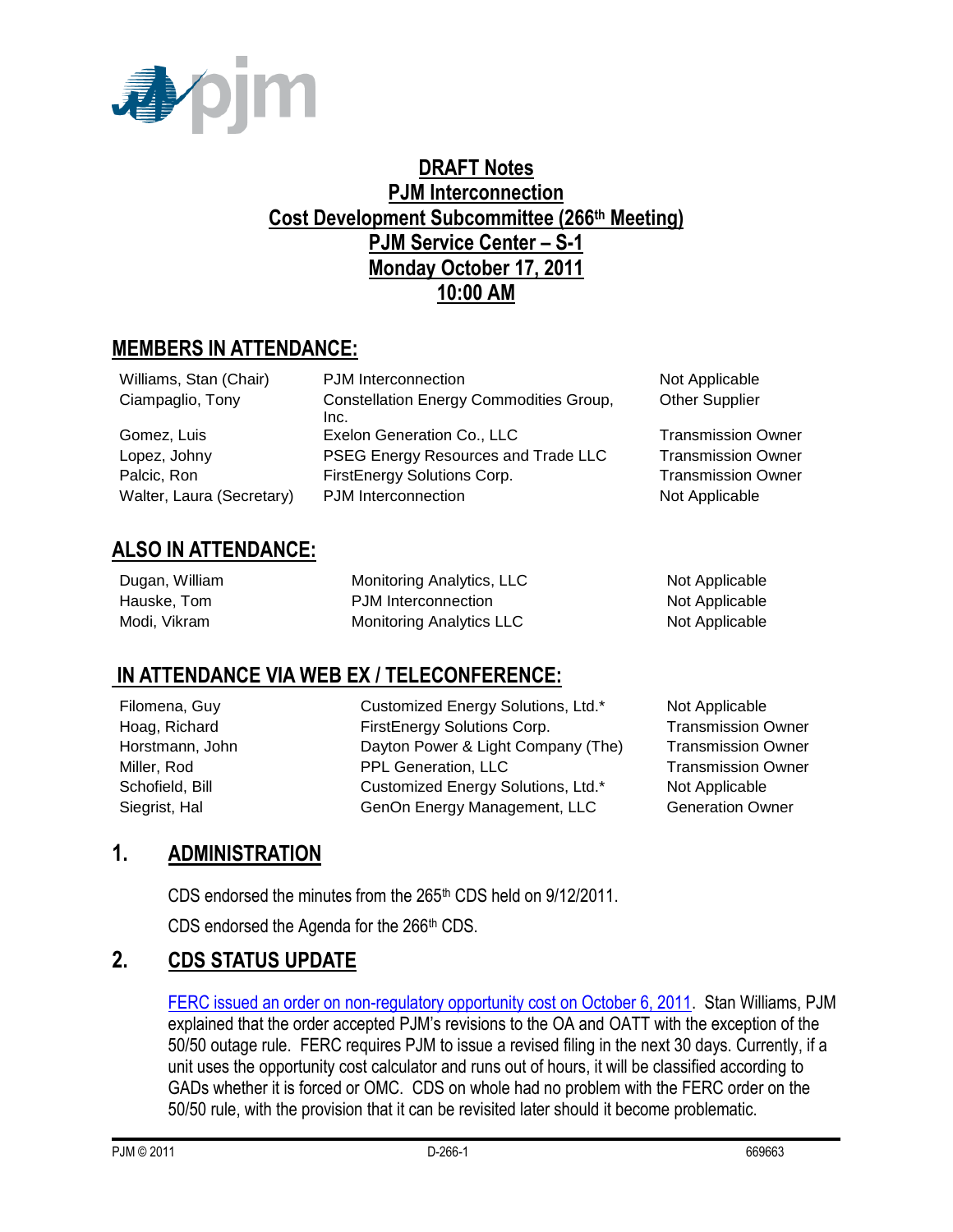# DRAFT Notes
# PJM Interconnection
# Cost Development Subcommittee (266th Meeting)
# PJM Service Center – S-1
# Monday October 17, 2011
# 10:00 AM

## MEMBERS IN ATTENDANCE:

| | | |
|---|---|---|
| Williams, Stan (Chair) | PJM Interconnection | Not Applicable |
| Ciampaglio, Tony | Constellation Energy Commodities Group, Inc. | Other Supplier |
| Gomez, Luis | Exelon Generation Co., LLC | Transmission Owner |
| Lopez, Johny | PSEG Energy Resources and Trade LLC | Transmission Owner |
| Palcic, Ron | FirstEnergy Solutions Corp. | Transmission Owner |
| Walter, Laura (Secretary) | PJM Interconnection | Not Applicable |

## ALSO IN ATTENDANCE:

| | | |
|---|---|---|
| Dugan, William | Monitoring Analytics, LLC | Not Applicable |
| Hauske, Tom | PJM Interconnection | Not Applicable |
| Modi, Vikram | Monitoring Analytics LLC | Not Applicable |

## IN ATTENDANCE VIA WEB EX / TELECONFERENCE:

| | | |
|---|---|---|
| Filomena, Guy | Customized Energy Solutions, Ltd.* | Not Applicable |
| Hoag, Richard | FirstEnergy Solutions Corp. | Transmission Owner |
| Horstmann, John | Dayton Power & Light Company (The) | Transmission Owner |
| Miller, Rod | PPL Generation, LLC | Transmission Owner |
| Schofield, Bill | Customized Energy Solutions, Ltd.* | Not Applicable |
| Siegrist, Hal | GenOn Energy Management, LLC | Generation Owner |

## 1. ADMINISTRATION

CDS endorsed the minutes from the 265th CDS held on 9/12/2011.

CDS endorsed the Agenda for the 266th CDS.

## 2. CDS STATUS UPDATE

FERC issued an order on non-regulatory opportunity cost on October 6, 2011. Stan Williams, PJM explained that the order accepted PJM's revisions to the OA and OATT with the exception of the 50/50 outage rule. FERC requires PJM to issue a revised filing in the next 30 days. Currently, if a unit uses the opportunity cost calculator and runs out of hours, it will be classified according to GADs whether it is forced or OMC. CDS on whole had no problem with the FERC order on the 50/50 rule, with the provision that it can be revisited later should it become problematic.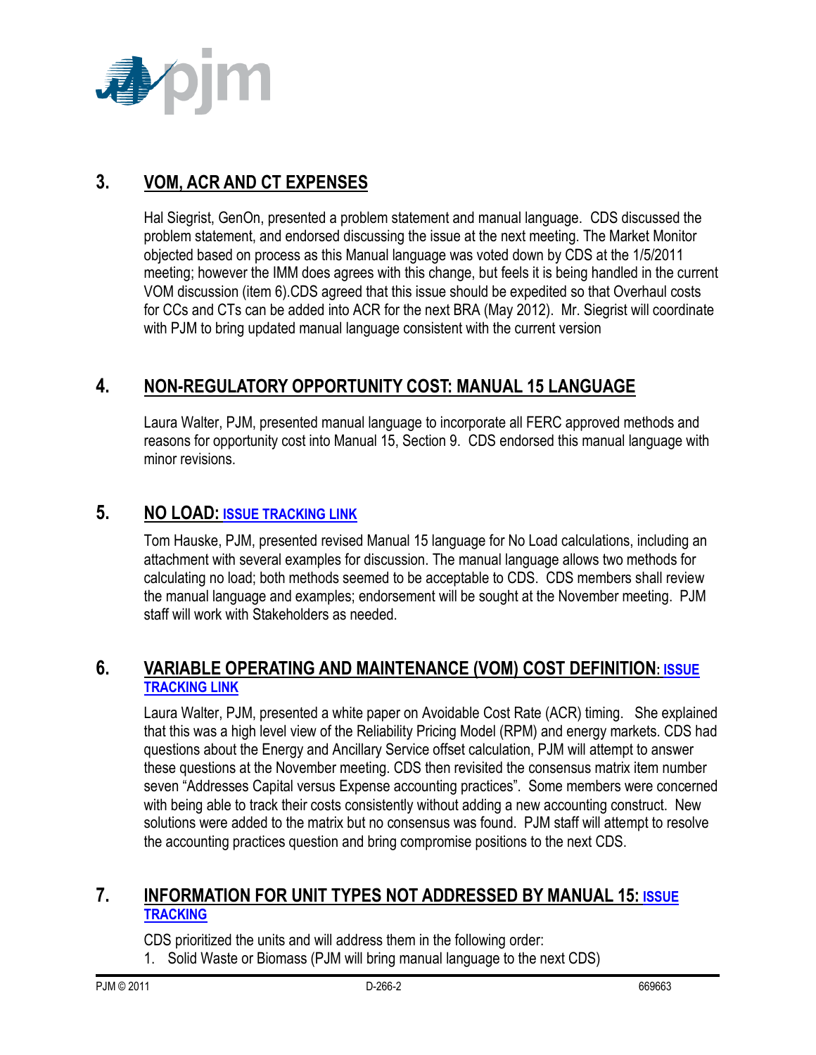## 3. VOM, ACR AND CT EXPENSES

Hal Siegrist, GenOn, presented a problem statement and manual language. CDS discussed the problem statement, and endorsed discussing the issue at the next meeting. The Market Monitor objected based on process as this Manual language was voted down by CDS at the 1/5/2011 meeting; however the IMM does agrees with this change, but feels it is being handled in the current VOM discussion (item 6).CDS agreed that this issue should be expedited so that Overhaul costs for CCs and CTs can be added into ACR for the next BRA (May 2012). Mr. Siegrist will coordinate with PJM to bring updated manual language consistent with the current version

## 4. NON-REGULATORY OPPORTUNITY COST: MANUAL 15 LANGUAGE

Laura Walter, PJM, presented manual language to incorporate all FERC approved methods and reasons for opportunity cost into Manual 15, Section 9. CDS endorsed this manual language with minor revisions.

## 5. NO LOAD: ISSUE TRACKING LINK

Tom Hauske, PJM, presented revised Manual 15 language for No Load calculations, including an attachment with several examples for discussion. The manual language allows two methods for calculating no load; both methods seemed to be acceptable to CDS. CDS members shall review the manual language and examples; endorsement will be sought at the November meeting. PJM staff will work with Stakeholders as needed.

## 6. VARIABLE OPERATING AND MAINTENANCE (VOM) COST DEFINITION: ISSUE TRACKING LINK

Laura Walter, PJM, presented a white paper on Avoidable Cost Rate (ACR) timing. She explained that this was a high level view of the Reliability Pricing Model (RPM) and energy markets. CDS had questions about the Energy and Ancillary Service offset calculation, PJM will attempt to answer these questions at the November meeting. CDS then revisited the consensus matrix item number seven "Addresses Capital versus Expense accounting practices". Some members were concerned with being able to track their costs consistently without adding a new accounting construct. New solutions were added to the matrix but no consensus was found. PJM staff will attempt to resolve the accounting practices question and bring compromise positions to the next CDS.

## 7. INFORMATION FOR UNIT TYPES NOT ADDRESSED BY MANUAL 15: ISSUE TRACKING

CDS prioritized the units and will address them in the following order:

1. Solid Waste or Biomass (PJM will bring manual language to the next CDS)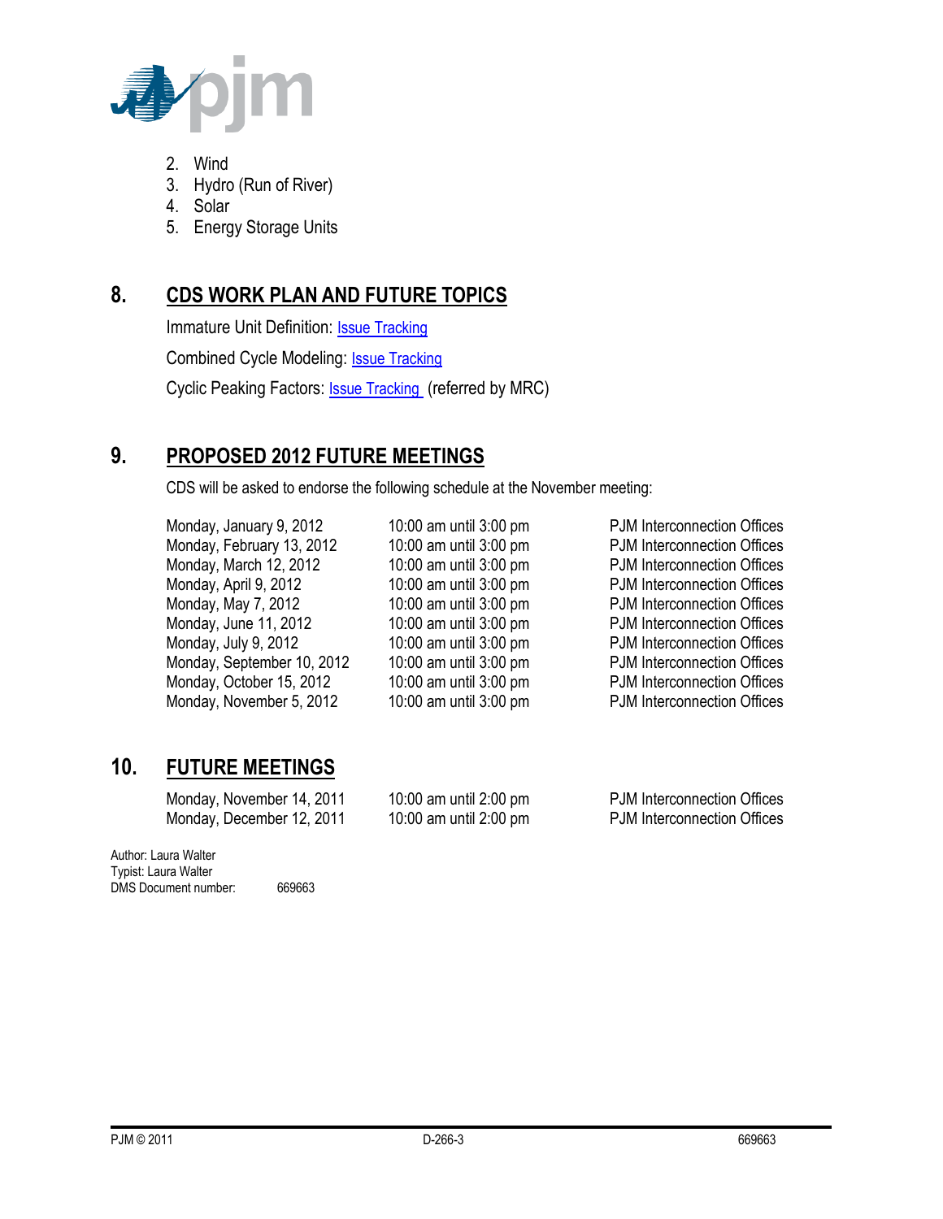2. Wind
3. Hydro (Run of River)
4. Solar
5. Energy Storage Units

## 8. CDS WORK PLAN AND FUTURE TOPICS

Immature Unit Definition: Issue Tracking

Combined Cycle Modeling: Issue Tracking

Cyclic Peaking Factors: Issue Tracking (referred by MRC)

## 9. PROPOSED 2012 FUTURE MEETINGS

CDS will be asked to endorse the following schedule at the November meeting:

| | | |
|---|---|---|
| Monday, January 9, 2012 | 10:00 am until 3:00 pm | PJM Interconnection Offices |
| Monday, February 13, 2012 | 10:00 am until 3:00 pm | PJM Interconnection Offices |
| Monday, March 12, 2012 | 10:00 am until 3:00 pm | PJM Interconnection Offices |
| Monday, April 9, 2012 | 10:00 am until 3:00 pm | PJM Interconnection Offices |
| Monday, May 7, 2012 | 10:00 am until 3:00 pm | PJM Interconnection Offices |
| Monday, June 11, 2012 | 10:00 am until 3:00 pm | PJM Interconnection Offices |
| Monday, July 9, 2012 | 10:00 am until 3:00 pm | PJM Interconnection Offices |
| Monday, September 10, 2012 | 10:00 am until 3:00 pm | PJM Interconnection Offices |
| Monday, October 15, 2012 | 10:00 am until 3:00 pm | PJM Interconnection Offices |
| Monday, November 5, 2012 | 10:00 am until 3:00 pm | PJM Interconnection Offices |

## 10. FUTURE MEETINGS

| | | |
|---|---|---|
| Monday, November 14, 2011 | 10:00 am until 2:00 pm | PJM Interconnection Offices |
| Monday, December 12, 2011 | 10:00 am until 2:00 pm | PJM Interconnection Offices |

Author: Laura Walter
Typist: Laura Walter
DMS Document number: 669663